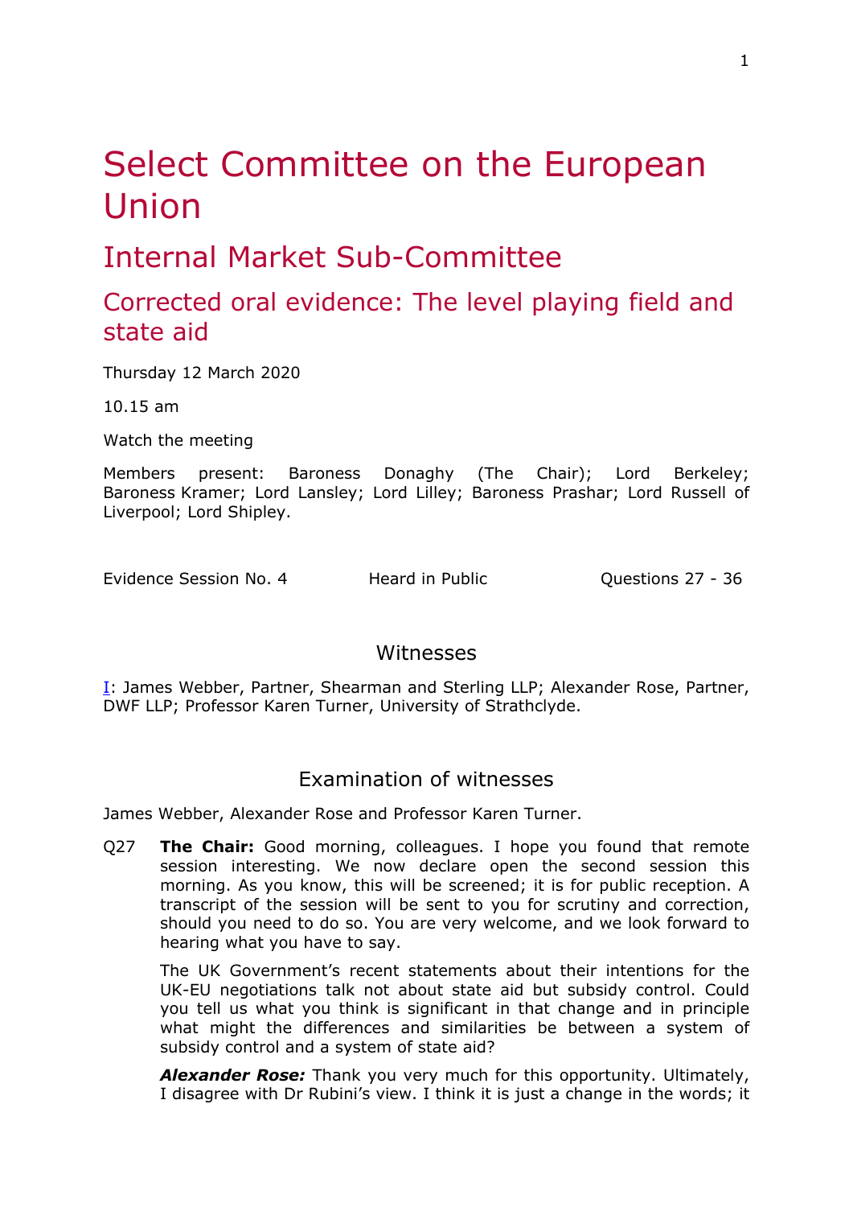# Select Committee on the European Union

## Internal Market Sub-Committee

## Corrected oral evidence: The level playing field and state aid

Thursday 12 March 2020

10.15 am

Watch the meeting

Members present: Baroness Donaghy (The Chair); Lord Berkeley; Baroness Kramer; Lord Lansley; Lord Lilley; Baroness Prashar; Lord Russell of Liverpool; Lord Shipley.

Evidence Session No. 4 | Heard in Public | Questions 27 - 36

### Witnesses

I: James Webber, Partner, Shearman and Sterling LLP; Alexander Rose, Partner, DWF LLP; Professor Karen Turner, University of Strathclyde.

### Examination of witnesses

James Webber, Alexander Rose and Professor Karen Turner.

Q27 **The Chair:** Good morning, colleagues. I hope you found that remote session interesting. We now declare open the second session this morning. As you know, this will be screened; it is for public reception. A transcript of the session will be sent to you for scrutiny and correction, should you need to do so. You are very welcome, and we look forward to hearing what you have to say.

The UK Government's recent statements about their intentions for the UK-EU negotiations talk not about state aid but subsidy control. Could you tell us what you think is significant in that change and in principle what might the differences and similarities be between a system of subsidy control and a system of state aid?

***Alexander Rose:*** Thank you very much for this opportunity. Ultimately, I disagree with Dr Rubini's view. I think it is just a change in the words; it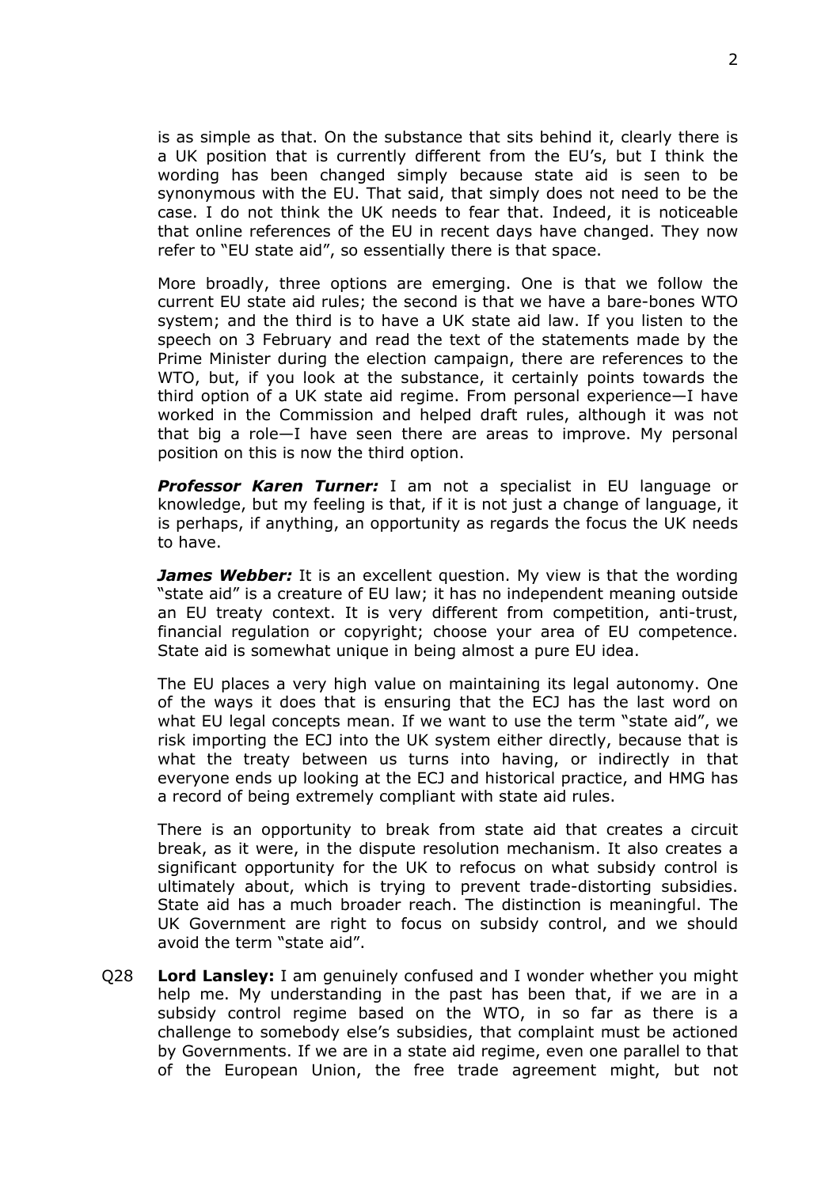is as simple as that. On the substance that sits behind it, clearly there is a UK position that is currently different from the EU's, but I think the wording has been changed simply because state aid is seen to be synonymous with the EU. That said, that simply does not need to be the case. I do not think the UK needs to fear that. Indeed, it is noticeable that online references of the EU in recent days have changed. They now refer to "EU state aid", so essentially there is that space.

More broadly, three options are emerging. One is that we follow the current EU state aid rules; the second is that we have a bare-bones WTO system; and the third is to have a UK state aid law. If you listen to the speech on 3 February and read the text of the statements made by the Prime Minister during the election campaign, there are references to the WTO, but, if you look at the substance, it certainly points towards the third option of a UK state aid regime. From personal experience—I have worked in the Commission and helped draft rules, although it was not that big a role—I have seen there are areas to improve. My personal position on this is now the third option.

***Professor Karen Turner:*** I am not a specialist in EU language or knowledge, but my feeling is that, if it is not just a change of language, it is perhaps, if anything, an opportunity as regards the focus the UK needs to have.

***James Webber:*** It is an excellent question. My view is that the wording "state aid" is a creature of EU law; it has no independent meaning outside an EU treaty context. It is very different from competition, anti-trust, financial regulation or copyright; choose your area of EU competence. State aid is somewhat unique in being almost a pure EU idea.

The EU places a very high value on maintaining its legal autonomy. One of the ways it does that is ensuring that the ECJ has the last word on what EU legal concepts mean. If we want to use the term "state aid", we risk importing the ECJ into the UK system either directly, because that is what the treaty between us turns into having, or indirectly in that everyone ends up looking at the ECJ and historical practice, and HMG has a record of being extremely compliant with state aid rules.

There is an opportunity to break from state aid that creates a circuit break, as it were, in the dispute resolution mechanism. It also creates a significant opportunity for the UK to refocus on what subsidy control is ultimately about, which is trying to prevent trade-distorting subsidies. State aid has a much broader reach. The distinction is meaningful. The UK Government are right to focus on subsidy control, and we should avoid the term "state aid".

Q28 **Lord Lansley:** I am genuinely confused and I wonder whether you might help me. My understanding in the past has been that, if we are in a subsidy control regime based on the WTO, in so far as there is a challenge to somebody else's subsidies, that complaint must be actioned by Governments. If we are in a state aid regime, even one parallel to that of the European Union, the free trade agreement might, but not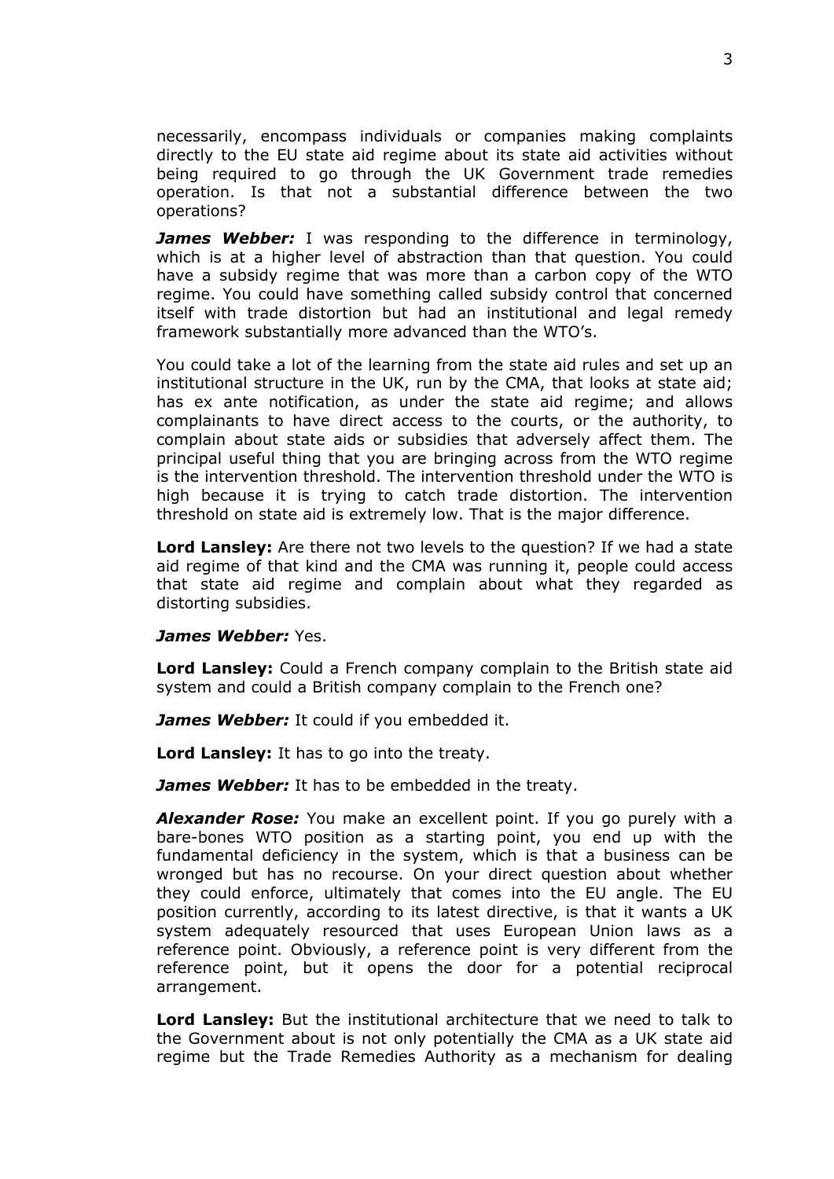necessarily, encompass individuals or companies making complaints directly to the EU state aid regime about its state aid activities without being required to go through the UK Government trade remedies operation. Is that not a substantial difference between the two operations?

***James Webber:*** I was responding to the difference in terminology, which is at a higher level of abstraction than that question. You could have a subsidy regime that was more than a carbon copy of the WTO regime. You could have something called subsidy control that concerned itself with trade distortion but had an institutional and legal remedy framework substantially more advanced than the WTO's.

You could take a lot of the learning from the state aid rules and set up an institutional structure in the UK, run by the CMA, that looks at state aid; has ex ante notification, as under the state aid regime; and allows complainants to have direct access to the courts, or the authority, to complain about state aids or subsidies that adversely affect them. The principal useful thing that you are bringing across from the WTO regime is the intervention threshold. The intervention threshold under the WTO is high because it is trying to catch trade distortion. The intervention threshold on state aid is extremely low. That is the major difference.

**Lord Lansley:** Are there not two levels to the question? If we had a state aid regime of that kind and the CMA was running it, people could access that state aid regime and complain about what they regarded as distorting subsidies.

***James Webber:*** Yes.

**Lord Lansley:** Could a French company complain to the British state aid system and could a British company complain to the French one?

***James Webber:*** It could if you embedded it.

**Lord Lansley:** It has to go into the treaty.

***James Webber:*** It has to be embedded in the treaty.

***Alexander Rose:*** You make an excellent point. If you go purely with a bare-bones WTO position as a starting point, you end up with the fundamental deficiency in the system, which is that a business can be wronged but has no recourse. On your direct question about whether they could enforce, ultimately that comes into the EU angle. The EU position currently, according to its latest directive, is that it wants a UK system adequately resourced that uses European Union laws as a reference point. Obviously, a reference point is very different from the reference point, but it opens the door for a potential reciprocal arrangement.

**Lord Lansley:** But the institutional architecture that we need to talk to the Government about is not only potentially the CMA as a UK state aid regime but the Trade Remedies Authority as a mechanism for dealing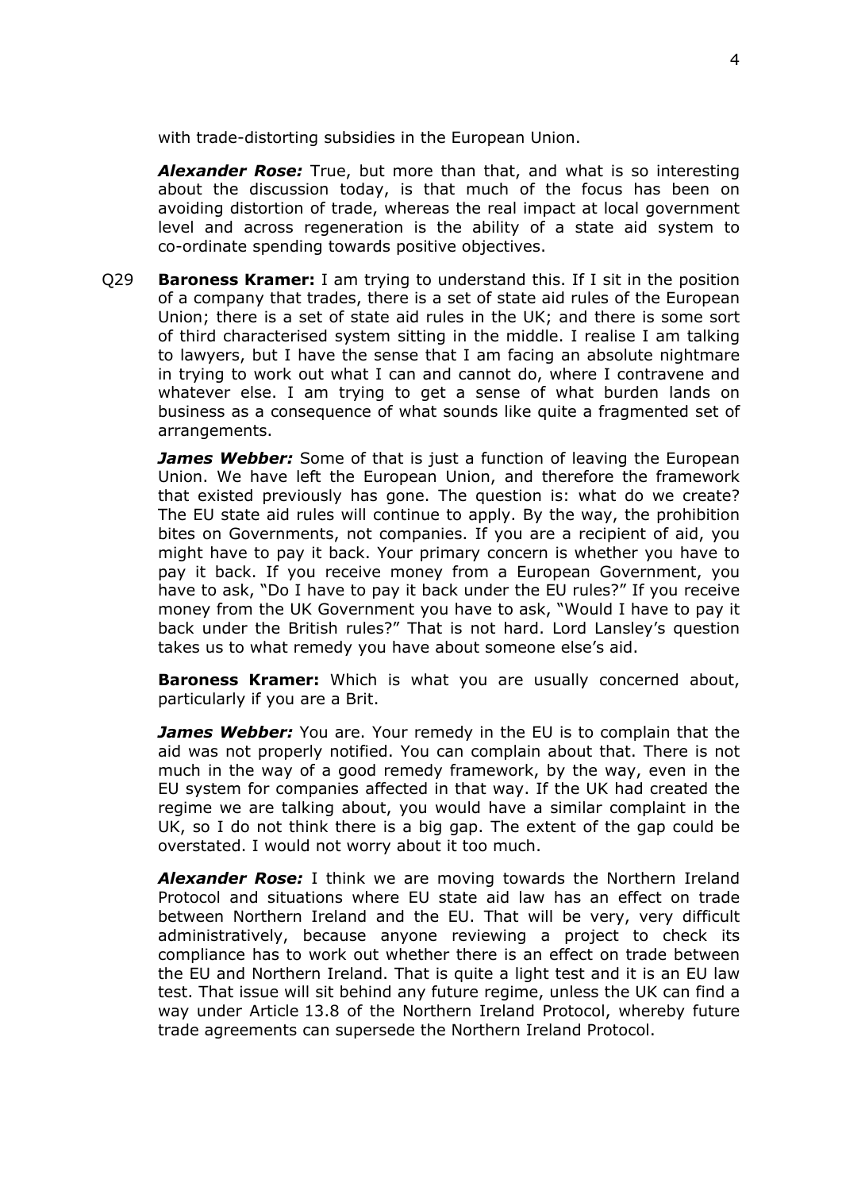with trade-distorting subsidies in the European Union.

***Alexander Rose:*** True, but more than that, and what is so interesting about the discussion today, is that much of the focus has been on avoiding distortion of trade, whereas the real impact at local government level and across regeneration is the ability of a state aid system to co-ordinate spending towards positive objectives.

Q29 **Baroness Kramer:** I am trying to understand this. If I sit in the position of a company that trades, there is a set of state aid rules of the European Union; there is a set of state aid rules in the UK; and there is some sort of third characterised system sitting in the middle. I realise I am talking to lawyers, but I have the sense that I am facing an absolute nightmare in trying to work out what I can and cannot do, where I contravene and whatever else. I am trying to get a sense of what burden lands on business as a consequence of what sounds like quite a fragmented set of arrangements.

***James Webber:*** Some of that is just a function of leaving the European Union. We have left the European Union, and therefore the framework that existed previously has gone. The question is: what do we create? The EU state aid rules will continue to apply. By the way, the prohibition bites on Governments, not companies. If you are a recipient of aid, you might have to pay it back. Your primary concern is whether you have to pay it back. If you receive money from a European Government, you have to ask, "Do I have to pay it back under the EU rules?" If you receive money from the UK Government you have to ask, "Would I have to pay it back under the British rules?" That is not hard. Lord Lansley's question takes us to what remedy you have about someone else's aid.

**Baroness Kramer:** Which is what you are usually concerned about, particularly if you are a Brit.

***James Webber:*** You are. Your remedy in the EU is to complain that the aid was not properly notified. You can complain about that. There is not much in the way of a good remedy framework, by the way, even in the EU system for companies affected in that way. If the UK had created the regime we are talking about, you would have a similar complaint in the UK, so I do not think there is a big gap. The extent of the gap could be overstated. I would not worry about it too much.

***Alexander Rose:*** I think we are moving towards the Northern Ireland Protocol and situations where EU state aid law has an effect on trade between Northern Ireland and the EU. That will be very, very difficult administratively, because anyone reviewing a project to check its compliance has to work out whether there is an effect on trade between the EU and Northern Ireland. That is quite a light test and it is an EU law test. That issue will sit behind any future regime, unless the UK can find a way under Article 13.8 of the Northern Ireland Protocol, whereby future trade agreements can supersede the Northern Ireland Protocol.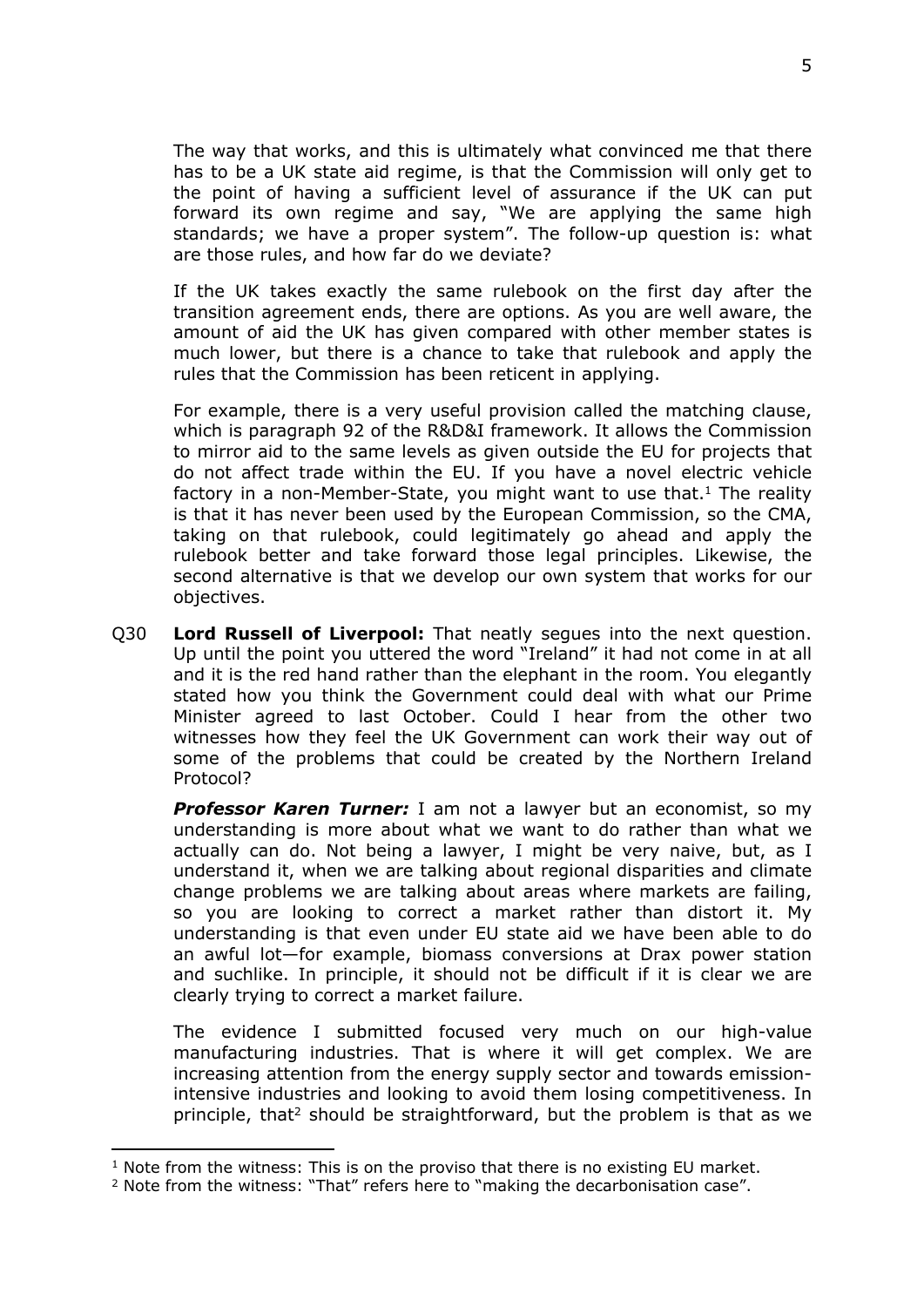The way that works, and this is ultimately what convinced me that there has to be a UK state aid regime, is that the Commission will only get to the point of having a sufficient level of assurance if the UK can put forward its own regime and say, "We are applying the same high standards; we have a proper system". The follow-up question is: what are those rules, and how far do we deviate?

If the UK takes exactly the same rulebook on the first day after the transition agreement ends, there are options. As you are well aware, the amount of aid the UK has given compared with other member states is much lower, but there is a chance to take that rulebook and apply the rules that the Commission has been reticent in applying.

For example, there is a very useful provision called the matching clause, which is paragraph 92 of the R&D&I framework. It allows the Commission to mirror aid to the same levels as given outside the EU for projects that do not affect trade within the EU. If you have a novel electric vehicle factory in a non-Member-State, you might want to use that.[1] The reality is that it has never been used by the European Commission, so the CMA, taking on that rulebook, could legitimately go ahead and apply the rulebook better and take forward those legal principles. Likewise, the second alternative is that we develop our own system that works for our objectives.

Q30 **Lord Russell of Liverpool:** That neatly segues into the next question. Up until the point you uttered the word "Ireland" it had not come in at all and it is the red hand rather than the elephant in the room. You elegantly stated how you think the Government could deal with what our Prime Minister agreed to last October. Could I hear from the other two witnesses how they feel the UK Government can work their way out of some of the problems that could be created by the Northern Ireland Protocol?

***Professor Karen Turner:*** I am not a lawyer but an economist, so my understanding is more about what we want to do rather than what we actually can do. Not being a lawyer, I might be very naive, but, as I understand it, when we are talking about regional disparities and climate change problems we are talking about areas where markets are failing, so you are looking to correct a market rather than distort it. My understanding is that even under EU state aid we have been able to do an awful lot—for example, biomass conversions at Drax power station and suchlike. In principle, it should not be difficult if it is clear we are clearly trying to correct a market failure.

The evidence I submitted focused very much on our high-value manufacturing industries. That is where it will get complex. We are increasing attention from the energy supply sector and towards emission-intensive industries and looking to avoid them losing competitiveness. In principle, that[2] should be straightforward, but the problem is that as we

---

[1] Note from the witness: This is on the proviso that there is no existing EU market.

[2] Note from the witness: "That" refers here to "making the decarbonisation case".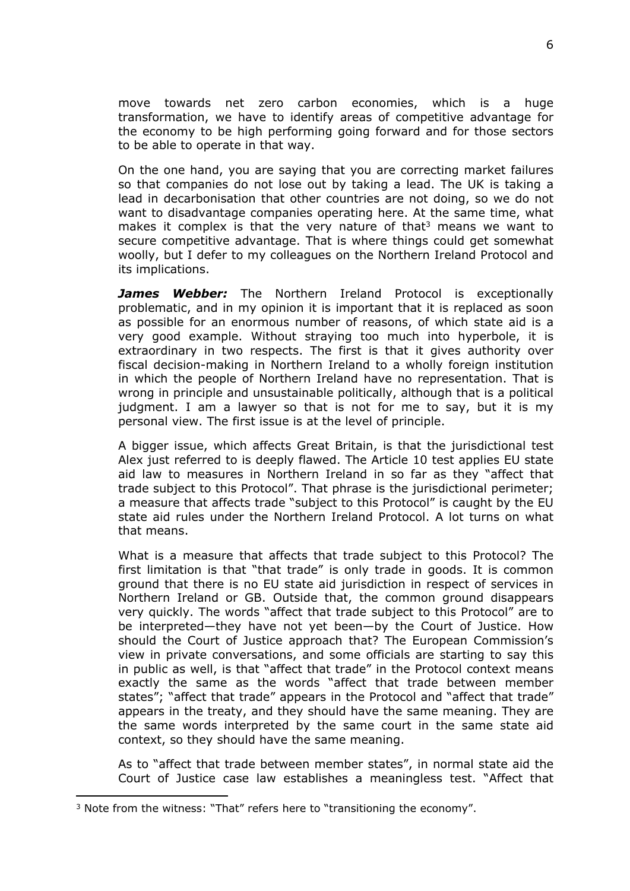move towards net zero carbon economies, which is a huge transformation, we have to identify areas of competitive advantage for the economy to be high performing going forward and for those sectors to be able to operate in that way.

On the one hand, you are saying that you are correcting market failures so that companies do not lose out by taking a lead. The UK is taking a lead in decarbonisation that other countries are not doing, so we do not want to disadvantage companies operating here. At the same time, what makes it complex is that the very nature of that[3] means we want to secure competitive advantage. That is where things could get somewhat woolly, but I defer to my colleagues on the Northern Ireland Protocol and its implications.

***James Webber:*** The Northern Ireland Protocol is exceptionally problematic, and in my opinion it is important that it is replaced as soon as possible for an enormous number of reasons, of which state aid is a very good example. Without straying too much into hyperbole, it is extraordinary in two respects. The first is that it gives authority over fiscal decision-making in Northern Ireland to a wholly foreign institution in which the people of Northern Ireland have no representation. That is wrong in principle and unsustainable politically, although that is a political judgment. I am a lawyer so that is not for me to say, but it is my personal view. The first issue is at the level of principle.

A bigger issue, which affects Great Britain, is that the jurisdictional test Alex just referred to is deeply flawed. The Article 10 test applies EU state aid law to measures in Northern Ireland in so far as they "affect that trade subject to this Protocol". That phrase is the jurisdictional perimeter; a measure that affects trade "subject to this Protocol" is caught by the EU state aid rules under the Northern Ireland Protocol. A lot turns on what that means.

What is a measure that affects that trade subject to this Protocol? The first limitation is that "that trade" is only trade in goods. It is common ground that there is no EU state aid jurisdiction in respect of services in Northern Ireland or GB. Outside that, the common ground disappears very quickly. The words "affect that trade subject to this Protocol" are to be interpreted—they have not yet been—by the Court of Justice. How should the Court of Justice approach that? The European Commission's view in private conversations, and some officials are starting to say this in public as well, is that "affect that trade" in the Protocol context means exactly the same as the words "affect that trade between member states"; "affect that trade" appears in the Protocol and "affect that trade" appears in the treaty, and they should have the same meaning. They are the same words interpreted by the same court in the same state aid context, so they should have the same meaning.

As to "affect that trade between member states", in normal state aid the Court of Justice case law establishes a meaningless test. "Affect that

---

[3] Note from the witness: "That" refers here to "transitioning the economy".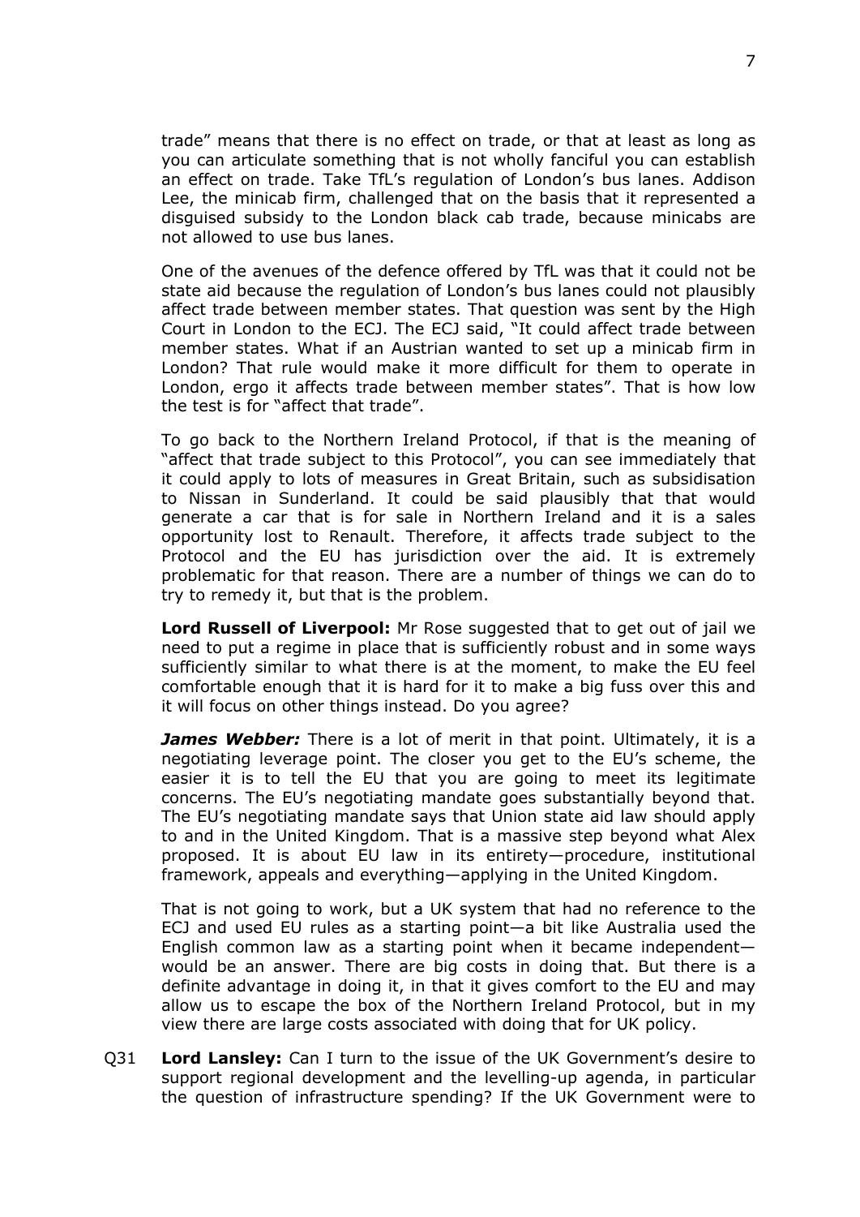trade" means that there is no effect on trade, or that at least as long as you can articulate something that is not wholly fanciful you can establish an effect on trade. Take TfL's regulation of London's bus lanes. Addison Lee, the minicab firm, challenged that on the basis that it represented a disguised subsidy to the London black cab trade, because minicabs are not allowed to use bus lanes.

One of the avenues of the defence offered by TfL was that it could not be state aid because the regulation of London's bus lanes could not plausibly affect trade between member states. That question was sent by the High Court in London to the ECJ. The ECJ said, "It could affect trade between member states. What if an Austrian wanted to set up a minicab firm in London? That rule would make it more difficult for them to operate in London, ergo it affects trade between member states". That is how low the test is for "affect that trade".

To go back to the Northern Ireland Protocol, if that is the meaning of "affect that trade subject to this Protocol", you can see immediately that it could apply to lots of measures in Great Britain, such as subsidisation to Nissan in Sunderland. It could be said plausibly that that would generate a car that is for sale in Northern Ireland and it is a sales opportunity lost to Renault. Therefore, it affects trade subject to the Protocol and the EU has jurisdiction over the aid. It is extremely problematic for that reason. There are a number of things we can do to try to remedy it, but that is the problem.

**Lord Russell of Liverpool:** Mr Rose suggested that to get out of jail we need to put a regime in place that is sufficiently robust and in some ways sufficiently similar to what there is at the moment, to make the EU feel comfortable enough that it is hard for it to make a big fuss over this and it will focus on other things instead. Do you agree?

***James Webber:*** There is a lot of merit in that point. Ultimately, it is a negotiating leverage point. The closer you get to the EU's scheme, the easier it is to tell the EU that you are going to meet its legitimate concerns. The EU's negotiating mandate goes substantially beyond that. The EU's negotiating mandate says that Union state aid law should apply to and in the United Kingdom. That is a massive step beyond what Alex proposed. It is about EU law in its entirety—procedure, institutional framework, appeals and everything—applying in the United Kingdom.

That is not going to work, but a UK system that had no reference to the ECJ and used EU rules as a starting point—a bit like Australia used the English common law as a starting point when it became independent—would be an answer. There are big costs in doing that. But there is a definite advantage in doing it, in that it gives comfort to the EU and may allow us to escape the box of the Northern Ireland Protocol, but in my view there are large costs associated with doing that for UK policy.

Q31 **Lord Lansley:** Can I turn to the issue of the UK Government's desire to support regional development and the levelling-up agenda, in particular the question of infrastructure spending? If the UK Government were to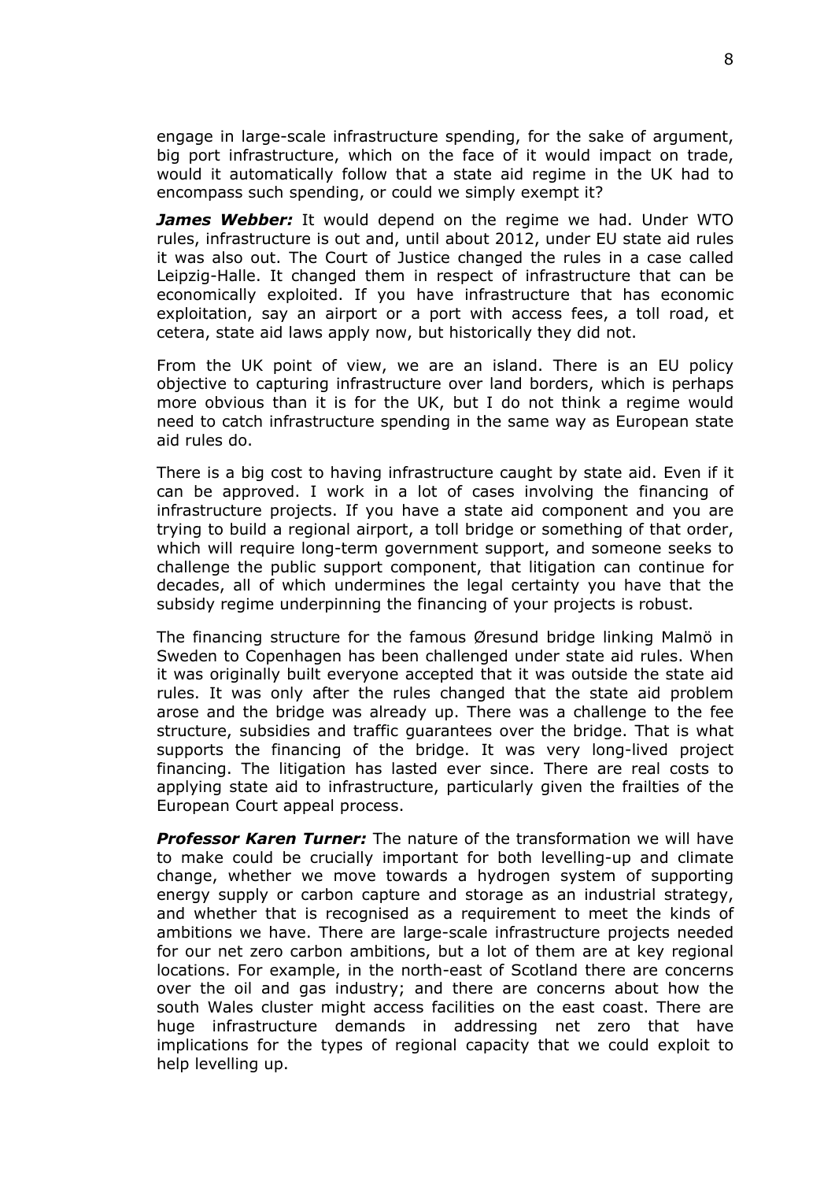engage in large-scale infrastructure spending, for the sake of argument, big port infrastructure, which on the face of it would impact on trade, would it automatically follow that a state aid regime in the UK had to encompass such spending, or could we simply exempt it?

***James Webber:*** It would depend on the regime we had. Under WTO rules, infrastructure is out and, until about 2012, under EU state aid rules it was also out. The Court of Justice changed the rules in a case called Leipzig-Halle. It changed them in respect of infrastructure that can be economically exploited. If you have infrastructure that has economic exploitation, say an airport or a port with access fees, a toll road, et cetera, state aid laws apply now, but historically they did not.

From the UK point of view, we are an island. There is an EU policy objective to capturing infrastructure over land borders, which is perhaps more obvious than it is for the UK, but I do not think a regime would need to catch infrastructure spending in the same way as European state aid rules do.

There is a big cost to having infrastructure caught by state aid. Even if it can be approved. I work in a lot of cases involving the financing of infrastructure projects. If you have a state aid component and you are trying to build a regional airport, a toll bridge or something of that order, which will require long-term government support, and someone seeks to challenge the public support component, that litigation can continue for decades, all of which undermines the legal certainty you have that the subsidy regime underpinning the financing of your projects is robust.

The financing structure for the famous Øresund bridge linking Malmö in Sweden to Copenhagen has been challenged under state aid rules. When it was originally built everyone accepted that it was outside the state aid rules. It was only after the rules changed that the state aid problem arose and the bridge was already up. There was a challenge to the fee structure, subsidies and traffic guarantees over the bridge. That is what supports the financing of the bridge. It was very long-lived project financing. The litigation has lasted ever since. There are real costs to applying state aid to infrastructure, particularly given the frailties of the European Court appeal process.

***Professor Karen Turner:*** The nature of the transformation we will have to make could be crucially important for both levelling-up and climate change, whether we move towards a hydrogen system of supporting energy supply or carbon capture and storage as an industrial strategy, and whether that is recognised as a requirement to meet the kinds of ambitions we have. There are large-scale infrastructure projects needed for our net zero carbon ambitions, but a lot of them are at key regional locations. For example, in the north-east of Scotland there are concerns over the oil and gas industry; and there are concerns about how the south Wales cluster might access facilities on the east coast. There are huge infrastructure demands in addressing net zero that have implications for the types of regional capacity that we could exploit to help levelling up.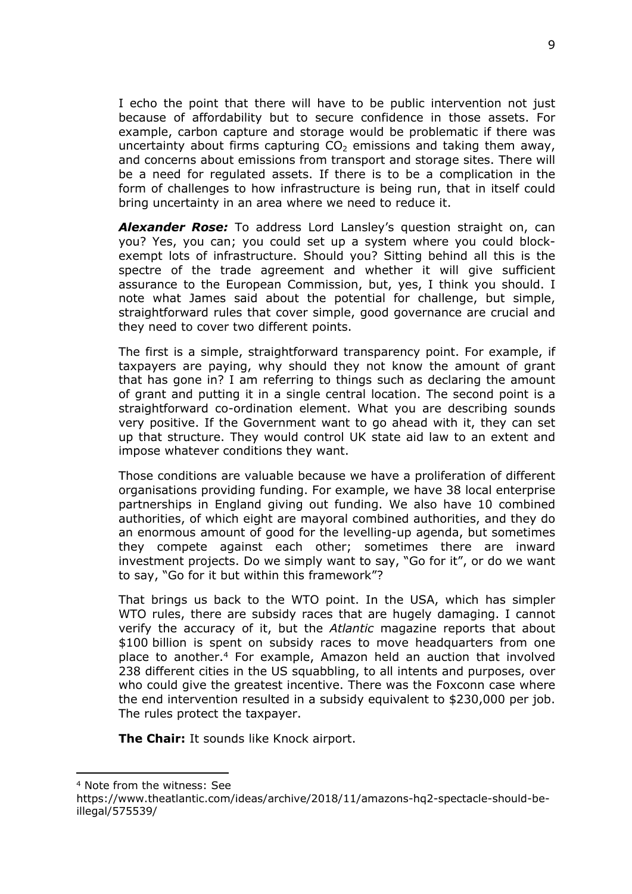I echo the point that there will have to be public intervention not just because of affordability but to secure confidence in those assets. For example, carbon capture and storage would be problematic if there was uncertainty about firms capturing $CO_2$ emissions and taking them away, and concerns about emissions from transport and storage sites. There will be a need for regulated assets. If there is to be a complication in the form of challenges to how infrastructure is being run, that in itself could bring uncertainty in an area where we need to reduce it.

***Alexander Rose:*** To address Lord Lansley's question straight on, can you? Yes, you can; you could set up a system where you could block-exempt lots of infrastructure. Should you? Sitting behind all this is the spectre of the trade agreement and whether it will give sufficient assurance to the European Commission, but, yes, I think you should. I note what James said about the potential for challenge, but simple, straightforward rules that cover simple, good governance are crucial and they need to cover two different points.

The first is a simple, straightforward transparency point. For example, if taxpayers are paying, why should they not know the amount of grant that has gone in? I am referring to things such as declaring the amount of grant and putting it in a single central location. The second point is a straightforward co-ordination element. What you are describing sounds very positive. If the Government want to go ahead with it, they can set up that structure. They would control UK state aid law to an extent and impose whatever conditions they want.

Those conditions are valuable because we have a proliferation of different organisations providing funding. For example, we have 38 local enterprise partnerships in England giving out funding. We also have 10 combined authorities, of which eight are mayoral combined authorities, and they do an enormous amount of good for the levelling-up agenda, but sometimes they compete against each other; sometimes there are inward investment projects. Do we simply want to say, "Go for it", or do we want to say, "Go for it but within this framework"?

That brings us back to the WTO point. In the USA, which has simpler WTO rules, there are subsidy races that are hugely damaging. I cannot verify the accuracy of it, but the *Atlantic* magazine reports that about \$100 billion is spent on subsidy races to move headquarters from one place to another.[4] For example, Amazon held an auction that involved 238 different cities in the US squabbling, to all intents and purposes, over who could give the greatest incentive. There was the Foxconn case where the end intervention resulted in a subsidy equivalent to \$230,000 per job. The rules protect the taxpayer.

**The Chair:** It sounds like Knock airport.

[4] Note from the witness: See https://www.theatlantic.com/ideas/archive/2018/11/amazons-hq2-spectacle-should-be-illegal/575539/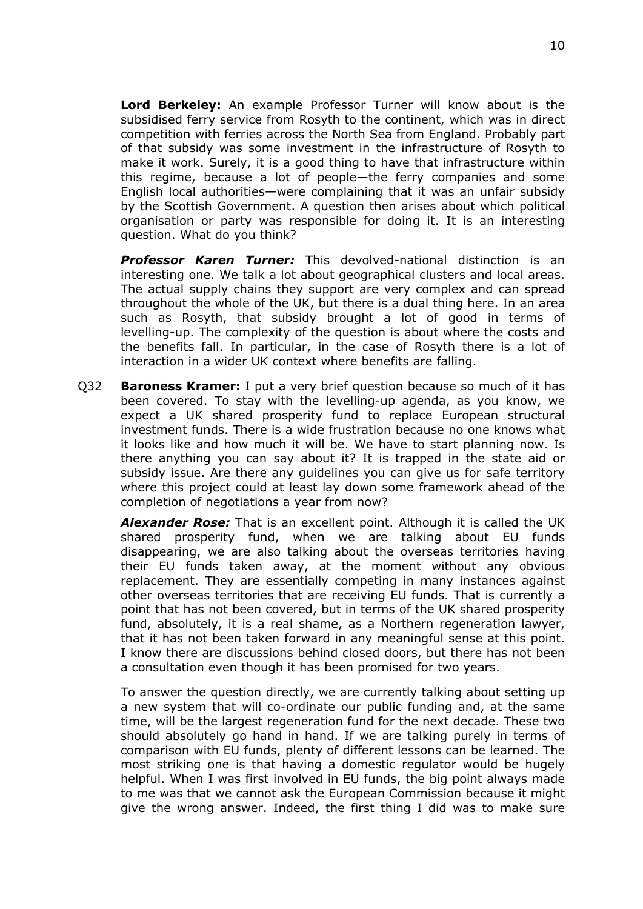**Lord Berkeley:** An example Professor Turner will know about is the subsidised ferry service from Rosyth to the continent, which was in direct competition with ferries across the North Sea from England. Probably part of that subsidy was some investment in the infrastructure of Rosyth to make it work. Surely, it is a good thing to have that infrastructure within this regime, because a lot of people—the ferry companies and some English local authorities—were complaining that it was an unfair subsidy by the Scottish Government. A question then arises about which political organisation or party was responsible for doing it. It is an interesting question. What do you think?

***Professor Karen Turner:*** This devolved-national distinction is an interesting one. We talk a lot about geographical clusters and local areas. The actual supply chains they support are very complex and can spread throughout the whole of the UK, but there is a dual thing here. In an area such as Rosyth, that subsidy brought a lot of good in terms of levelling-up. The complexity of the question is about where the costs and the benefits fall. In particular, in the case of Rosyth there is a lot of interaction in a wider UK context where benefits are falling.

Q32 **Baroness Kramer:** I put a very brief question because so much of it has been covered. To stay with the levelling-up agenda, as you know, we expect a UK shared prosperity fund to replace European structural investment funds. There is a wide frustration because no one knows what it looks like and how much it will be. We have to start planning now. Is there anything you can say about it? It is trapped in the state aid or subsidy issue. Are there any guidelines you can give us for safe territory where this project could at least lay down some framework ahead of the completion of negotiations a year from now?

***Alexander Rose:*** That is an excellent point. Although it is called the UK shared prosperity fund, when we are talking about EU funds disappearing, we are also talking about the overseas territories having their EU funds taken away, at the moment without any obvious replacement. They are essentially competing in many instances against other overseas territories that are receiving EU funds. That is currently a point that has not been covered, but in terms of the UK shared prosperity fund, absolutely, it is a real shame, as a Northern regeneration lawyer, that it has not been taken forward in any meaningful sense at this point. I know there are discussions behind closed doors, but there has not been a consultation even though it has been promised for two years.

To answer the question directly, we are currently talking about setting up a new system that will co-ordinate our public funding and, at the same time, will be the largest regeneration fund for the next decade. These two should absolutely go hand in hand. If we are talking purely in terms of comparison with EU funds, plenty of different lessons can be learned. The most striking one is that having a domestic regulator would be hugely helpful. When I was first involved in EU funds, the big point always made to me was that we cannot ask the European Commission because it might give the wrong answer. Indeed, the first thing I did was to make sure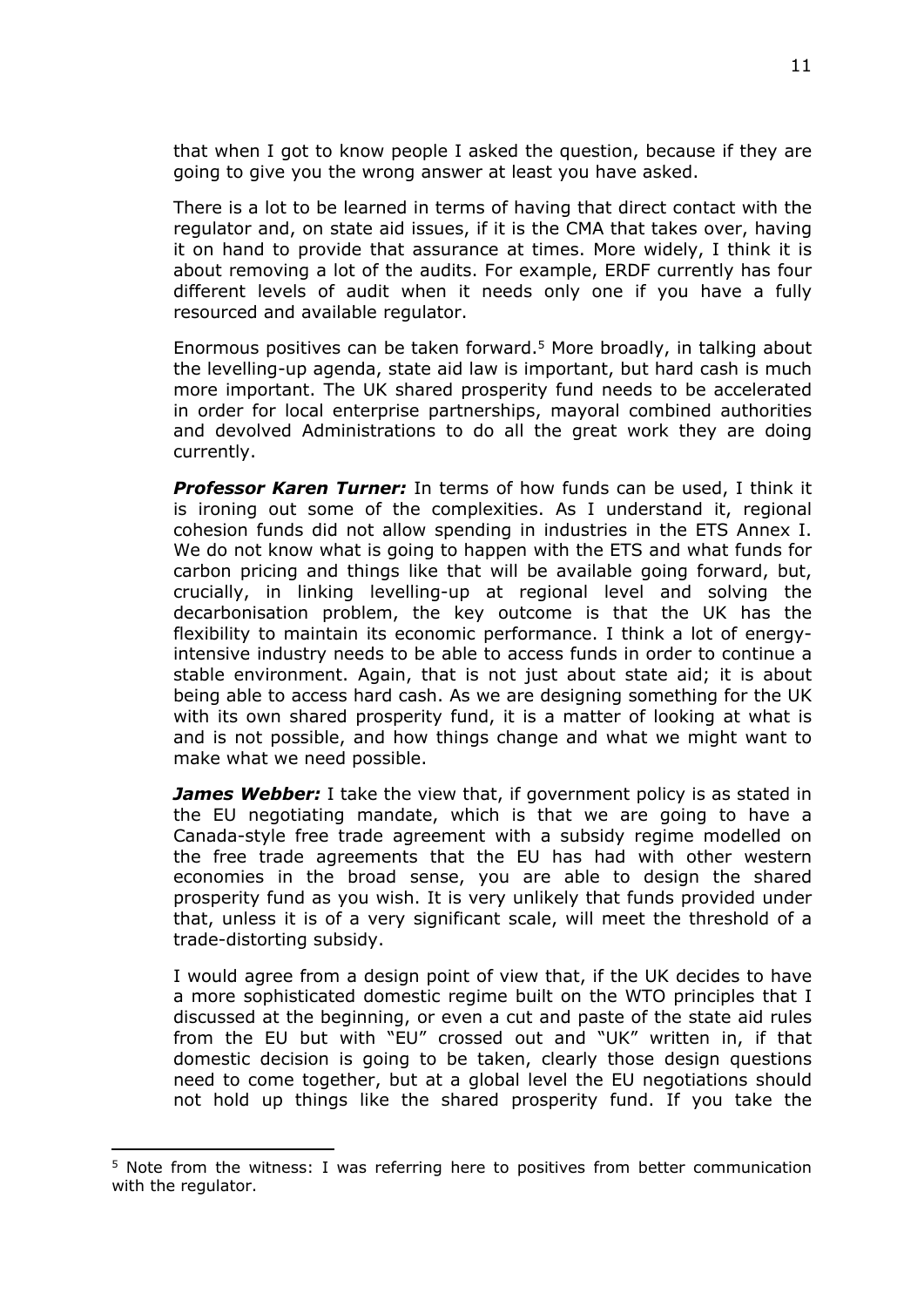that when I got to know people I asked the question, because if they are going to give you the wrong answer at least you have asked.

There is a lot to be learned in terms of having that direct contact with the regulator and, on state aid issues, if it is the CMA that takes over, having it on hand to provide that assurance at times. More widely, I think it is about removing a lot of the audits. For example, ERDF currently has four different levels of audit when it needs only one if you have a fully resourced and available regulator.

Enormous positives can be taken forward.[5] More broadly, in talking about the levelling-up agenda, state aid law is important, but hard cash is much more important. The UK shared prosperity fund needs to be accelerated in order for local enterprise partnerships, mayoral combined authorities and devolved Administrations to do all the great work they are doing currently.

***Professor Karen Turner:*** In terms of how funds can be used, I think it is ironing out some of the complexities. As I understand it, regional cohesion funds did not allow spending in industries in the ETS Annex I. We do not know what is going to happen with the ETS and what funds for carbon pricing and things like that will be available going forward, but, crucially, in linking levelling-up at regional level and solving the decarbonisation problem, the key outcome is that the UK has the flexibility to maintain its economic performance. I think a lot of energy-intensive industry needs to be able to access funds in order to continue a stable environment. Again, that is not just about state aid; it is about being able to access hard cash. As we are designing something for the UK with its own shared prosperity fund, it is a matter of looking at what is and is not possible, and how things change and what we might want to make what we need possible.

***James Webber:*** I take the view that, if government policy is as stated in the EU negotiating mandate, which is that we are going to have a Canada-style free trade agreement with a subsidy regime modelled on the free trade agreements that the EU has had with other western economies in the broad sense, you are able to design the shared prosperity fund as you wish. It is very unlikely that funds provided under that, unless it is of a very significant scale, will meet the threshold of a trade-distorting subsidy.

I would agree from a design point of view that, if the UK decides to have a more sophisticated domestic regime built on the WTO principles that I discussed at the beginning, or even a cut and paste of the state aid rules from the EU but with "EU" crossed out and "UK" written in, if that domestic decision is going to be taken, clearly those design questions need to come together, but at a global level the EU negotiations should not hold up things like the shared prosperity fund. If you take the

---

[5] Note from the witness: I was referring here to positives from better communication with the regulator.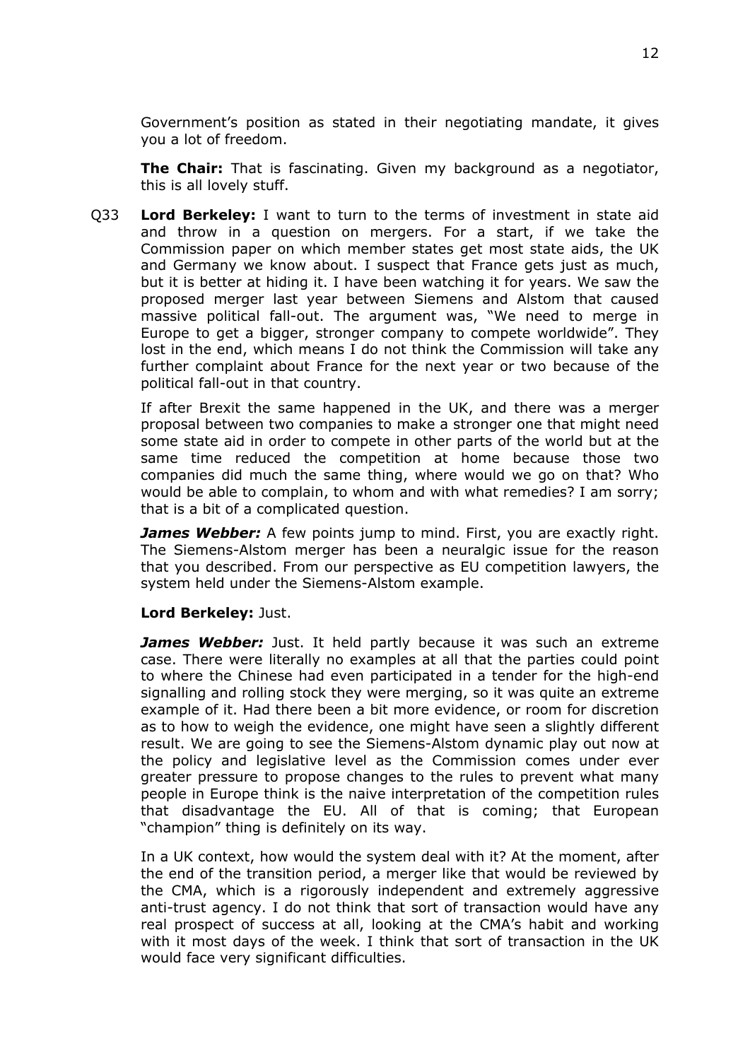Government's position as stated in their negotiating mandate, it gives you a lot of freedom.

**The Chair:** That is fascinating. Given my background as a negotiator, this is all lovely stuff.

Q33 **Lord Berkeley:** I want to turn to the terms of investment in state aid and throw in a question on mergers. For a start, if we take the Commission paper on which member states get most state aids, the UK and Germany we know about. I suspect that France gets just as much, but it is better at hiding it. I have been watching it for years. We saw the proposed merger last year between Siemens and Alstom that caused massive political fall-out. The argument was, "We need to merge in Europe to get a bigger, stronger company to compete worldwide". They lost in the end, which means I do not think the Commission will take any further complaint about France for the next year or two because of the political fall-out in that country.

If after Brexit the same happened in the UK, and there was a merger proposal between two companies to make a stronger one that might need some state aid in order to compete in other parts of the world but at the same time reduced the competition at home because those two companies did much the same thing, where would we go on that? Who would be able to complain, to whom and with what remedies? I am sorry; that is a bit of a complicated question.

***James Webber:*** A few points jump to mind. First, you are exactly right. The Siemens-Alstom merger has been a neuralgic issue for the reason that you described. From our perspective as EU competition lawyers, the system held under the Siemens-Alstom example.

**Lord Berkeley:** Just.

***James Webber:*** Just. It held partly because it was such an extreme case. There were literally no examples at all that the parties could point to where the Chinese had even participated in a tender for the high-end signalling and rolling stock they were merging, so it was quite an extreme example of it. Had there been a bit more evidence, or room for discretion as to how to weigh the evidence, one might have seen a slightly different result. We are going to see the Siemens-Alstom dynamic play out now at the policy and legislative level as the Commission comes under ever greater pressure to propose changes to the rules to prevent what many people in Europe think is the naive interpretation of the competition rules that disadvantage the EU. All of that is coming; that European "champion" thing is definitely on its way.

In a UK context, how would the system deal with it? At the moment, after the end of the transition period, a merger like that would be reviewed by the CMA, which is a rigorously independent and extremely aggressive anti-trust agency. I do not think that sort of transaction would have any real prospect of success at all, looking at the CMA's habit and working with it most days of the week. I think that sort of transaction in the UK would face very significant difficulties.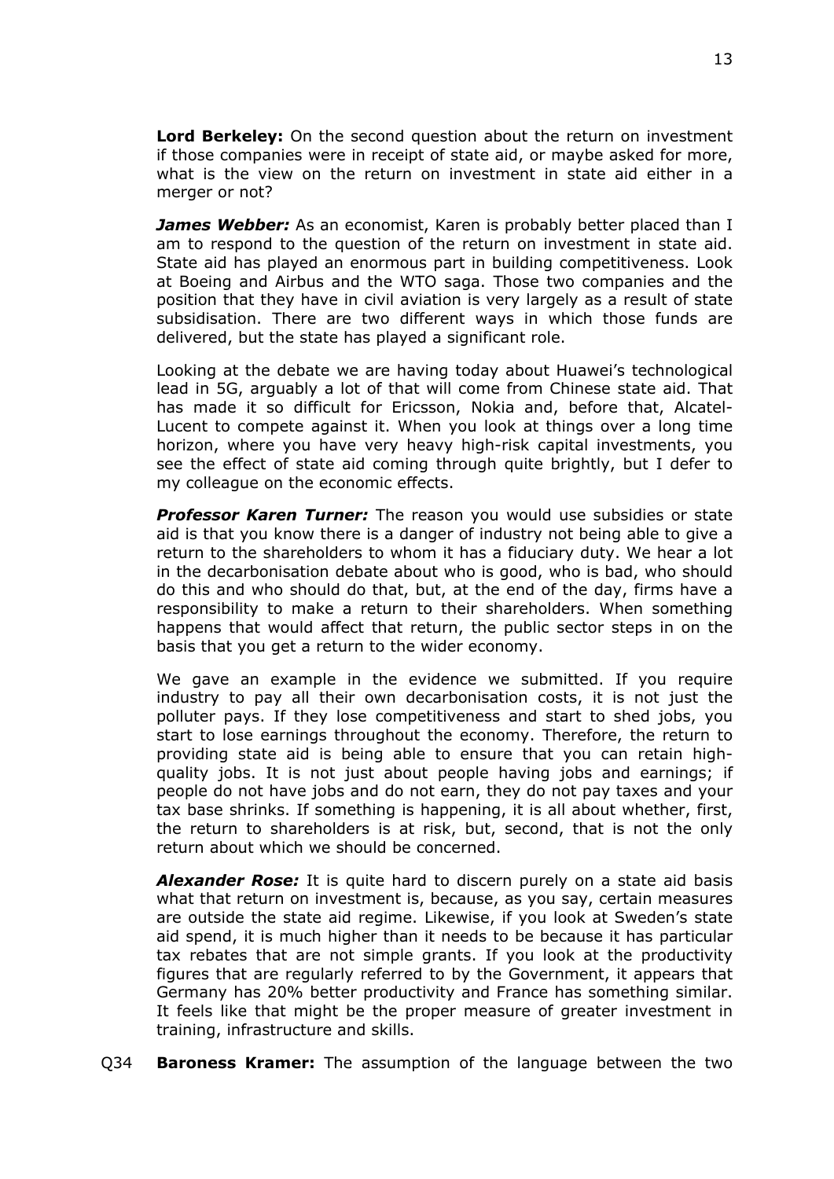**Lord Berkeley:** On the second question about the return on investment if those companies were in receipt of state aid, or maybe asked for more, what is the view on the return on investment in state aid either in a merger or not?

***James Webber:*** As an economist, Karen is probably better placed than I am to respond to the question of the return on investment in state aid. State aid has played an enormous part in building competitiveness. Look at Boeing and Airbus and the WTO saga. Those two companies and the position that they have in civil aviation is very largely as a result of state subsidisation. There are two different ways in which those funds are delivered, but the state has played a significant role.

Looking at the debate we are having today about Huawei's technological lead in 5G, arguably a lot of that will come from Chinese state aid. That has made it so difficult for Ericsson, Nokia and, before that, Alcatel-Lucent to compete against it. When you look at things over a long time horizon, where you have very heavy high-risk capital investments, you see the effect of state aid coming through quite brightly, but I defer to my colleague on the economic effects.

***Professor Karen Turner:*** The reason you would use subsidies or state aid is that you know there is a danger of industry not being able to give a return to the shareholders to whom it has a fiduciary duty. We hear a lot in the decarbonisation debate about who is good, who is bad, who should do this and who should do that, but, at the end of the day, firms have a responsibility to make a return to their shareholders. When something happens that would affect that return, the public sector steps in on the basis that you get a return to the wider economy.

We gave an example in the evidence we submitted. If you require industry to pay all their own decarbonisation costs, it is not just the polluter pays. If they lose competitiveness and start to shed jobs, you start to lose earnings throughout the economy. Therefore, the return to providing state aid is being able to ensure that you can retain high-quality jobs. It is not just about people having jobs and earnings; if people do not have jobs and do not earn, they do not pay taxes and your tax base shrinks. If something is happening, it is all about whether, first, the return to shareholders is at risk, but, second, that is not the only return about which we should be concerned.

***Alexander Rose:*** It is quite hard to discern purely on a state aid basis what that return on investment is, because, as you say, certain measures are outside the state aid regime. Likewise, if you look at Sweden's state aid spend, it is much higher than it needs to be because it has particular tax rebates that are not simple grants. If you look at the productivity figures that are regularly referred to by the Government, it appears that Germany has 20% better productivity and France has something similar. It feels like that might be the proper measure of greater investment in training, infrastructure and skills.

Q34 **Baroness Kramer:** The assumption of the language between the two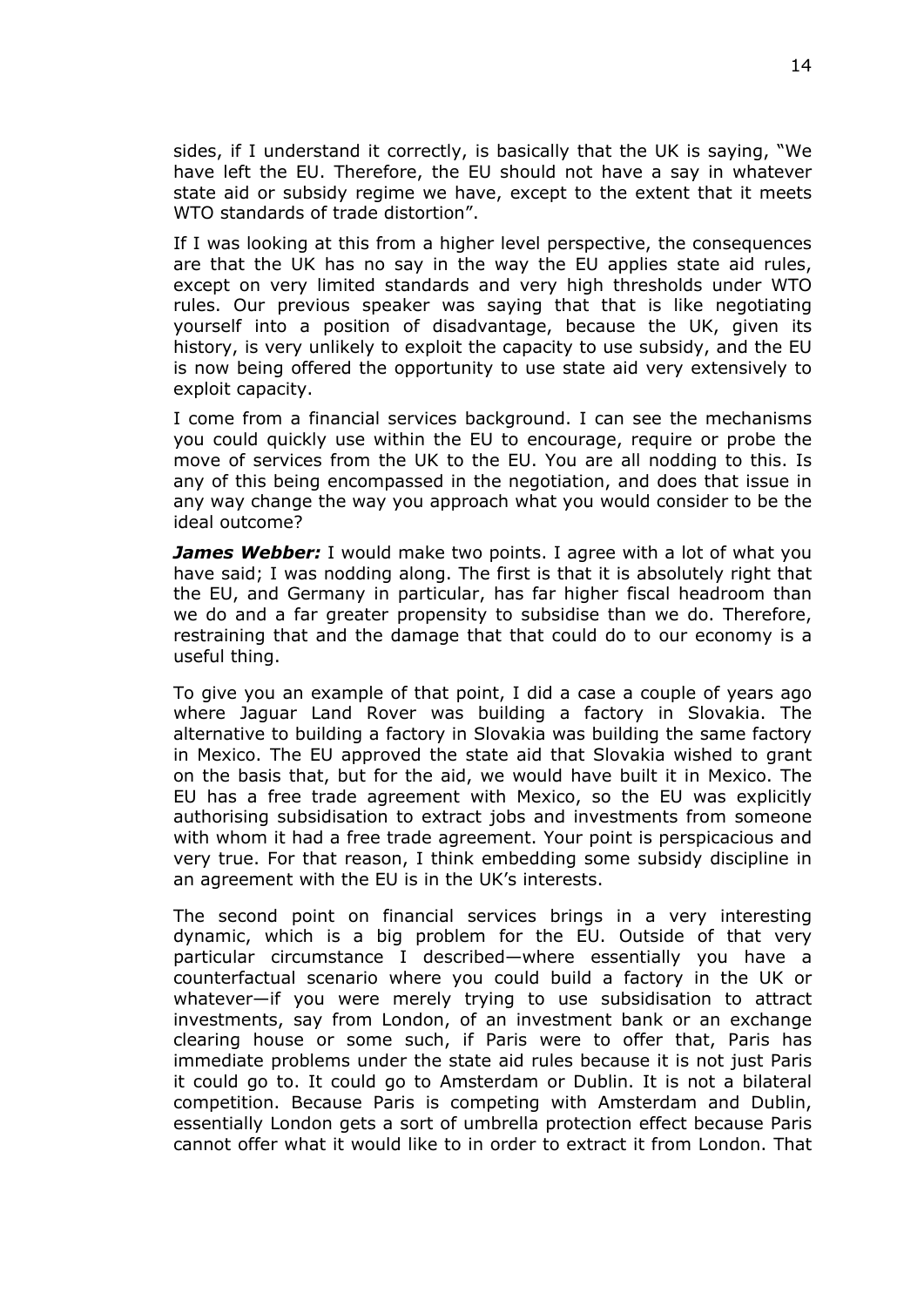sides, if I understand it correctly, is basically that the UK is saying, "We have left the EU. Therefore, the EU should not have a say in whatever state aid or subsidy regime we have, except to the extent that it meets WTO standards of trade distortion".

If I was looking at this from a higher level perspective, the consequences are that the UK has no say in the way the EU applies state aid rules, except on very limited standards and very high thresholds under WTO rules. Our previous speaker was saying that that is like negotiating yourself into a position of disadvantage, because the UK, given its history, is very unlikely to exploit the capacity to use subsidy, and the EU is now being offered the opportunity to use state aid very extensively to exploit capacity.

I come from a financial services background. I can see the mechanisms you could quickly use within the EU to encourage, require or probe the move of services from the UK to the EU. You are all nodding to this. Is any of this being encompassed in the negotiation, and does that issue in any way change the way you approach what you would consider to be the ideal outcome?

***James Webber:*** I would make two points. I agree with a lot of what you have said; I was nodding along. The first is that it is absolutely right that the EU, and Germany in particular, has far higher fiscal headroom than we do and a far greater propensity to subsidise than we do. Therefore, restraining that and the damage that that could do to our economy is a useful thing.

To give you an example of that point, I did a case a couple of years ago where Jaguar Land Rover was building a factory in Slovakia. The alternative to building a factory in Slovakia was building the same factory in Mexico. The EU approved the state aid that Slovakia wished to grant on the basis that, but for the aid, we would have built it in Mexico. The EU has a free trade agreement with Mexico, so the EU was explicitly authorising subsidisation to extract jobs and investments from someone with whom it had a free trade agreement. Your point is perspicacious and very true. For that reason, I think embedding some subsidy discipline in an agreement with the EU is in the UK's interests.

The second point on financial services brings in a very interesting dynamic, which is a big problem for the EU. Outside of that very particular circumstance I described—where essentially you have a counterfactual scenario where you could build a factory in the UK or whatever—if you were merely trying to use subsidisation to attract investments, say from London, of an investment bank or an exchange clearing house or some such, if Paris were to offer that, Paris has immediate problems under the state aid rules because it is not just Paris it could go to. It could go to Amsterdam or Dublin. It is not a bilateral competition. Because Paris is competing with Amsterdam and Dublin, essentially London gets a sort of umbrella protection effect because Paris cannot offer what it would like to in order to extract it from London. That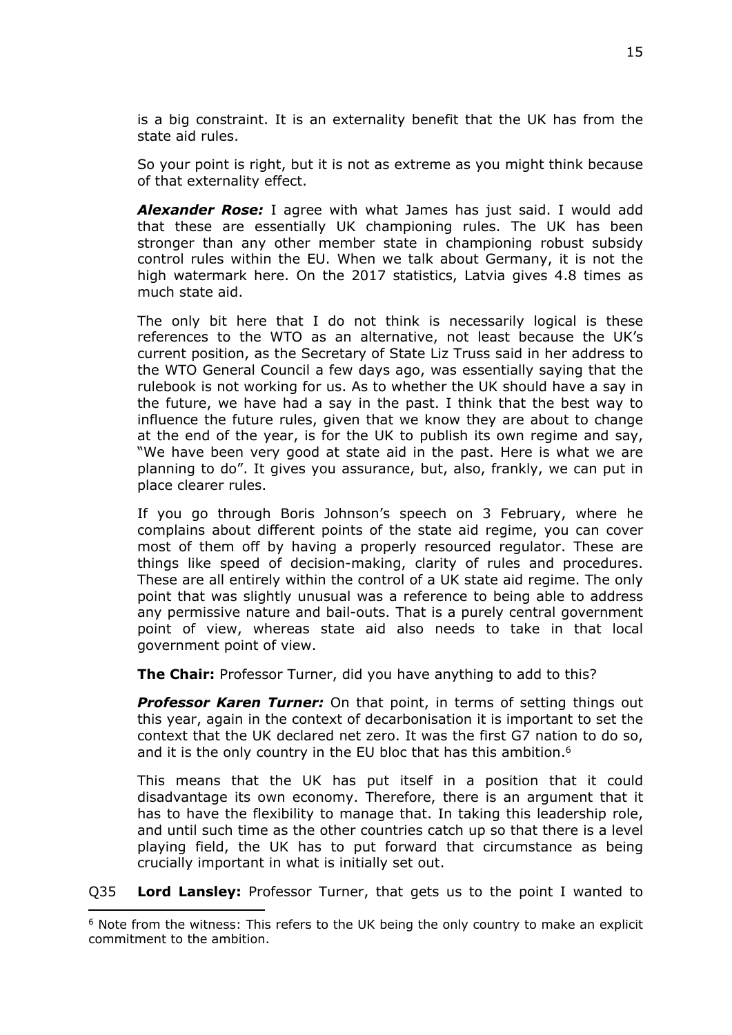is a big constraint. It is an externality benefit that the UK has from the state aid rules.

So your point is right, but it is not as extreme as you might think because of that externality effect.

***Alexander Rose:*** I agree with what James has just said. I would add that these are essentially UK championing rules. The UK has been stronger than any other member state in championing robust subsidy control rules within the EU. When we talk about Germany, it is not the high watermark here. On the 2017 statistics, Latvia gives 4.8 times as much state aid.

The only bit here that I do not think is necessarily logical is these references to the WTO as an alternative, not least because the UK's current position, as the Secretary of State Liz Truss said in her address to the WTO General Council a few days ago, was essentially saying that the rulebook is not working for us. As to whether the UK should have a say in the future, we have had a say in the past. I think that the best way to influence the future rules, given that we know they are about to change at the end of the year, is for the UK to publish its own regime and say, "We have been very good at state aid in the past. Here is what we are planning to do". It gives you assurance, but, also, frankly, we can put in place clearer rules.

If you go through Boris Johnson's speech on 3 February, where he complains about different points of the state aid regime, you can cover most of them off by having a properly resourced regulator. These are things like speed of decision-making, clarity of rules and procedures. These are all entirely within the control of a UK state aid regime. The only point that was slightly unusual was a reference to being able to address any permissive nature and bail-outs. That is a purely central government point of view, whereas state aid also needs to take in that local government point of view.

**The Chair:** Professor Turner, did you have anything to add to this?

***Professor Karen Turner:*** On that point, in terms of setting things out this year, again in the context of decarbonisation it is important to set the context that the UK declared net zero. It was the first G7 nation to do so, and it is the only country in the EU bloc that has this ambition.[6]

This means that the UK has put itself in a position that it could disadvantage its own economy. Therefore, there is an argument that it has to have the flexibility to manage that. In taking this leadership role, and until such time as the other countries catch up so that there is a level playing field, the UK has to put forward that circumstance as being crucially important in what is initially set out.

Q35 **Lord Lansley:** Professor Turner, that gets us to the point I wanted to

---

[6] Note from the witness: This refers to the UK being the only country to make an explicit commitment to the ambition.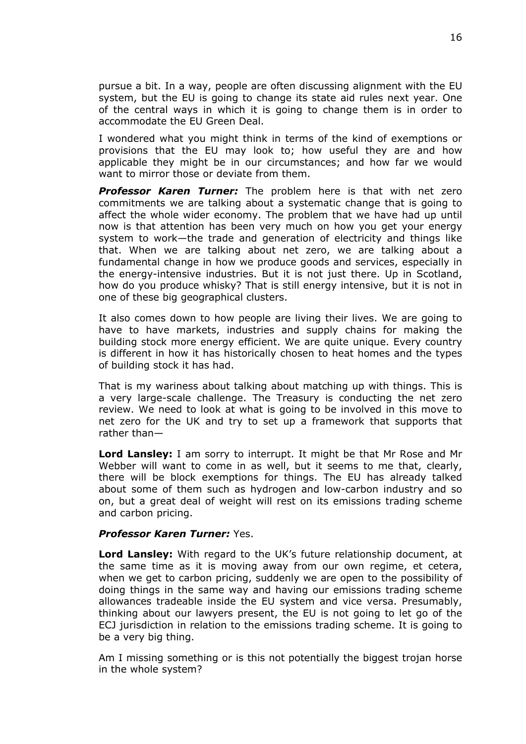pursue a bit. In a way, people are often discussing alignment with the EU system, but the EU is going to change its state aid rules next year. One of the central ways in which it is going to change them is in order to accommodate the EU Green Deal.

I wondered what you might think in terms of the kind of exemptions or provisions that the EU may look to; how useful they are and how applicable they might be in our circumstances; and how far we would want to mirror those or deviate from them.

***Professor Karen Turner:*** The problem here is that with net zero commitments we are talking about a systematic change that is going to affect the whole wider economy. The problem that we have had up until now is that attention has been very much on how you get your energy system to work—the trade and generation of electricity and things like that. When we are talking about net zero, we are talking about a fundamental change in how we produce goods and services, especially in the energy-intensive industries. But it is not just there. Up in Scotland, how do you produce whisky? That is still energy intensive, but it is not in one of these big geographical clusters.

It also comes down to how people are living their lives. We are going to have to have markets, industries and supply chains for making the building stock more energy efficient. We are quite unique. Every country is different in how it has historically chosen to heat homes and the types of building stock it has had.

That is my wariness about talking about matching up with things. This is a very large-scale challenge. The Treasury is conducting the net zero review. We need to look at what is going to be involved in this move to net zero for the UK and try to set up a framework that supports that rather than—

**Lord Lansley:** I am sorry to interrupt. It might be that Mr Rose and Mr Webber will want to come in as well, but it seems to me that, clearly, there will be block exemptions for things. The EU has already talked about some of them such as hydrogen and low-carbon industry and so on, but a great deal of weight will rest on its emissions trading scheme and carbon pricing.

***Professor Karen Turner:*** Yes.

**Lord Lansley:** With regard to the UK's future relationship document, at the same time as it is moving away from our own regime, et cetera, when we get to carbon pricing, suddenly we are open to the possibility of doing things in the same way and having our emissions trading scheme allowances tradeable inside the EU system and vice versa. Presumably, thinking about our lawyers present, the EU is not going to let go of the ECJ jurisdiction in relation to the emissions trading scheme. It is going to be a very big thing.

Am I missing something or is this not potentially the biggest trojan horse in the whole system?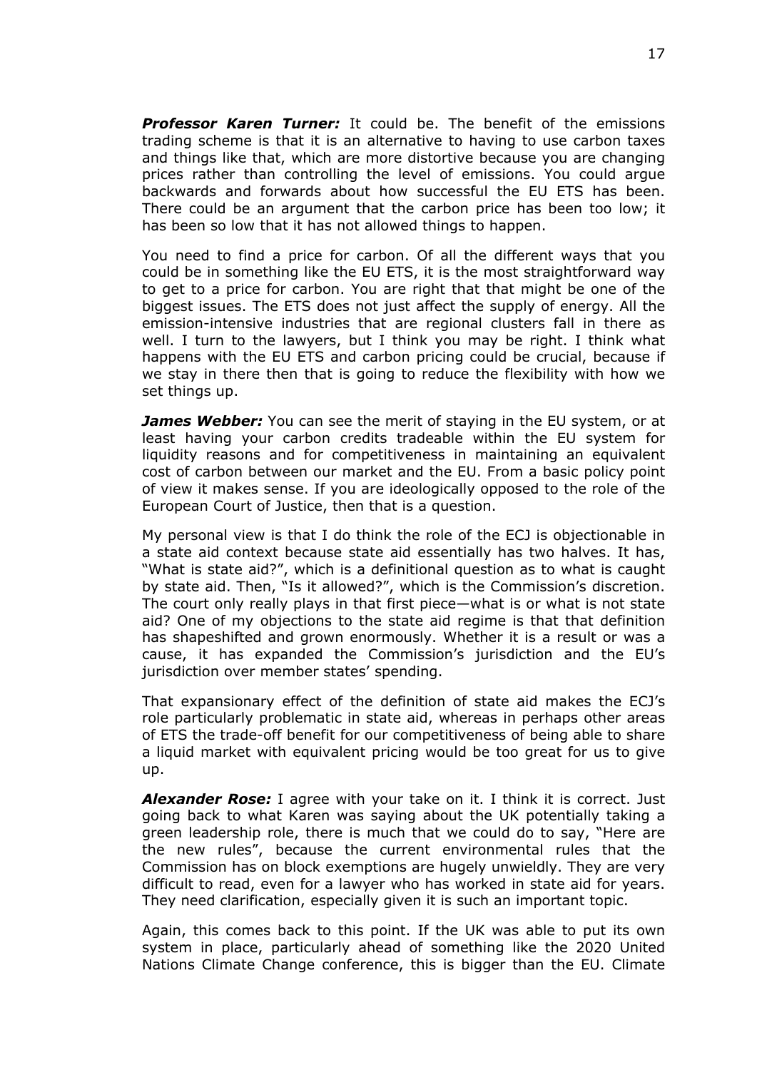***Professor Karen Turner:*** It could be. The benefit of the emissions trading scheme is that it is an alternative to having to use carbon taxes and things like that, which are more distortive because you are changing prices rather than controlling the level of emissions. You could argue backwards and forwards about how successful the EU ETS has been. There could be an argument that the carbon price has been too low; it has been so low that it has not allowed things to happen.

You need to find a price for carbon. Of all the different ways that you could be in something like the EU ETS, it is the most straightforward way to get to a price for carbon. You are right that that might be one of the biggest issues. The ETS does not just affect the supply of energy. All the emission-intensive industries that are regional clusters fall in there as well. I turn to the lawyers, but I think you may be right. I think what happens with the EU ETS and carbon pricing could be crucial, because if we stay in there then that is going to reduce the flexibility with how we set things up.

***James Webber:*** You can see the merit of staying in the EU system, or at least having your carbon credits tradeable within the EU system for liquidity reasons and for competitiveness in maintaining an equivalent cost of carbon between our market and the EU. From a basic policy point of view it makes sense. If you are ideologically opposed to the role of the European Court of Justice, then that is a question.

My personal view is that I do think the role of the ECJ is objectionable in a state aid context because state aid essentially has two halves. It has, "What is state aid?", which is a definitional question as to what is caught by state aid. Then, "Is it allowed?", which is the Commission's discretion. The court only really plays in that first piece—what is or what is not state aid? One of my objections to the state aid regime is that that definition has shapeshifted and grown enormously. Whether it is a result or was a cause, it has expanded the Commission's jurisdiction and the EU's jurisdiction over member states' spending.

That expansionary effect of the definition of state aid makes the ECJ's role particularly problematic in state aid, whereas in perhaps other areas of ETS the trade-off benefit for our competitiveness of being able to share a liquid market with equivalent pricing would be too great for us to give up.

***Alexander Rose:*** I agree with your take on it. I think it is correct. Just going back to what Karen was saying about the UK potentially taking a green leadership role, there is much that we could do to say, "Here are the new rules", because the current environmental rules that the Commission has on block exemptions are hugely unwieldly. They are very difficult to read, even for a lawyer who has worked in state aid for years. They need clarification, especially given it is such an important topic.

Again, this comes back to this point. If the UK was able to put its own system in place, particularly ahead of something like the 2020 United Nations Climate Change conference, this is bigger than the EU. Climate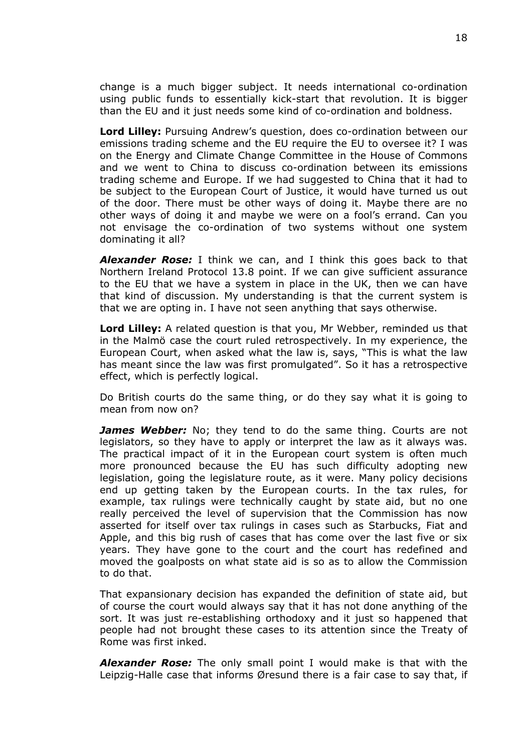change is a much bigger subject. It needs international co-ordination using public funds to essentially kick-start that revolution. It is bigger than the EU and it just needs some kind of co-ordination and boldness.

**Lord Lilley:** Pursuing Andrew's question, does co-ordination between our emissions trading scheme and the EU require the EU to oversee it? I was on the Energy and Climate Change Committee in the House of Commons and we went to China to discuss co-ordination between its emissions trading scheme and Europe. If we had suggested to China that it had to be subject to the European Court of Justice, it would have turned us out of the door. There must be other ways of doing it. Maybe there are no other ways of doing it and maybe we were on a fool's errand. Can you not envisage the co-ordination of two systems without one system dominating it all?

***Alexander Rose:*** I think we can, and I think this goes back to that Northern Ireland Protocol 13.8 point. If we can give sufficient assurance to the EU that we have a system in place in the UK, then we can have that kind of discussion. My understanding is that the current system is that we are opting in. I have not seen anything that says otherwise.

**Lord Lilley:** A related question is that you, Mr Webber, reminded us that in the Malmö case the court ruled retrospectively. In my experience, the European Court, when asked what the law is, says, "This is what the law has meant since the law was first promulgated". So it has a retrospective effect, which is perfectly logical.

Do British courts do the same thing, or do they say what it is going to mean from now on?

***James Webber:*** No; they tend to do the same thing. Courts are not legislators, so they have to apply or interpret the law as it always was. The practical impact of it in the European court system is often much more pronounced because the EU has such difficulty adopting new legislation, going the legislature route, as it were. Many policy decisions end up getting taken by the European courts. In the tax rules, for example, tax rulings were technically caught by state aid, but no one really perceived the level of supervision that the Commission has now asserted for itself over tax rulings in cases such as Starbucks, Fiat and Apple, and this big rush of cases that has come over the last five or six years. They have gone to the court and the court has redefined and moved the goalposts on what state aid is so as to allow the Commission to do that.

That expansionary decision has expanded the definition of state aid, but of course the court would always say that it has not done anything of the sort. It was just re-establishing orthodoxy and it just so happened that people had not brought these cases to its attention since the Treaty of Rome was first inked.

***Alexander Rose:*** The only small point I would make is that with the Leipzig-Halle case that informs Øresund there is a fair case to say that, if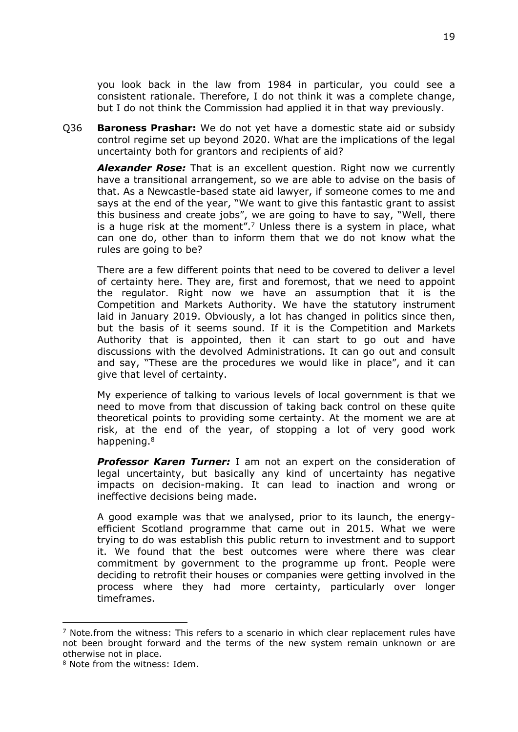you look back in the law from 1984 in particular, you could see a consistent rationale. Therefore, I do not think it was a complete change, but I do not think the Commission had applied it in that way previously.

Q36 **Baroness Prashar:** We do not yet have a domestic state aid or subsidy control regime set up beyond 2020. What are the implications of the legal uncertainty both for grantors and recipients of aid?

***Alexander Rose:*** That is an excellent question. Right now we currently have a transitional arrangement, so we are able to advise on the basis of that. As a Newcastle-based state aid lawyer, if someone comes to me and says at the end of the year, "We want to give this fantastic grant to assist this business and create jobs", we are going to have to say, "Well, there is a huge risk at the moment".[7] Unless there is a system in place, what can one do, other than to inform them that we do not know what the rules are going to be?

There are a few different points that need to be covered to deliver a level of certainty here. They are, first and foremost, that we need to appoint the regulator. Right now we have an assumption that it is the Competition and Markets Authority. We have the statutory instrument laid in January 2019. Obviously, a lot has changed in politics since then, but the basis of it seems sound. If it is the Competition and Markets Authority that is appointed, then it can start to go out and have discussions with the devolved Administrations. It can go out and consult and say, "These are the procedures we would like in place", and it can give that level of certainty.

My experience of talking to various levels of local government is that we need to move from that discussion of taking back control on these quite theoretical points to providing some certainty. At the moment we are at risk, at the end of the year, of stopping a lot of very good work happening.[8]

***Professor Karen Turner:*** I am not an expert on the consideration of legal uncertainty, but basically any kind of uncertainty has negative impacts on decision-making. It can lead to inaction and wrong or ineffective decisions being made.

A good example was that we analysed, prior to its launch, the energy-efficient Scotland programme that came out in 2015. What we were trying to do was establish this public return to investment and to support it. We found that the best outcomes were where there was clear commitment by government to the programme up front. People were deciding to retrofit their houses or companies were getting involved in the process where they had more certainty, particularly over longer timeframes.

---

[7] Note.from the witness: This refers to a scenario in which clear replacement rules have not been brought forward and the terms of the new system remain unknown or are otherwise not in place.

[8] Note from the witness: Idem.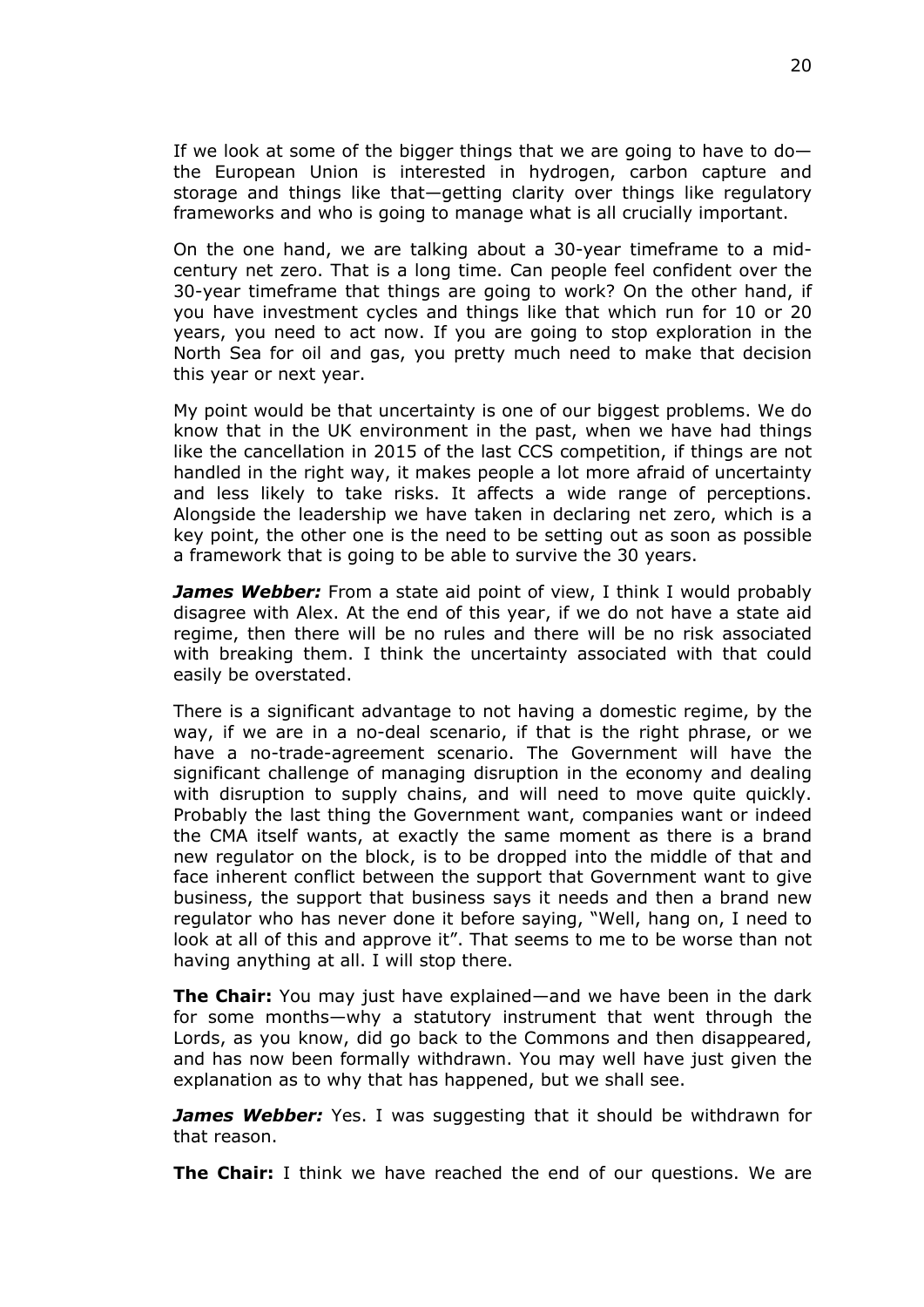If we look at some of the bigger things that we are going to have to do—the European Union is interested in hydrogen, carbon capture and storage and things like that—getting clarity over things like regulatory frameworks and who is going to manage what is all crucially important.

On the one hand, we are talking about a 30-year timeframe to a mid-century net zero. That is a long time. Can people feel confident over the 30-year timeframe that things are going to work? On the other hand, if you have investment cycles and things like that which run for 10 or 20 years, you need to act now. If you are going to stop exploration in the North Sea for oil and gas, you pretty much need to make that decision this year or next year.

My point would be that uncertainty is one of our biggest problems. We do know that in the UK environment in the past, when we have had things like the cancellation in 2015 of the last CCS competition, if things are not handled in the right way, it makes people a lot more afraid of uncertainty and less likely to take risks. It affects a wide range of perceptions. Alongside the leadership we have taken in declaring net zero, which is a key point, the other one is the need to be setting out as soon as possible a framework that is going to be able to survive the 30 years.

***James Webber:*** From a state aid point of view, I think I would probably disagree with Alex. At the end of this year, if we do not have a state aid regime, then there will be no rules and there will be no risk associated with breaking them. I think the uncertainty associated with that could easily be overstated.

There is a significant advantage to not having a domestic regime, by the way, if we are in a no-deal scenario, if that is the right phrase, or we have a no-trade-agreement scenario. The Government will have the significant challenge of managing disruption in the economy and dealing with disruption to supply chains, and will need to move quite quickly. Probably the last thing the Government want, companies want or indeed the CMA itself wants, at exactly the same moment as there is a brand new regulator on the block, is to be dropped into the middle of that and face inherent conflict between the support that Government want to give business, the support that business says it needs and then a brand new regulator who has never done it before saying, "Well, hang on, I need to look at all of this and approve it". That seems to me to be worse than not having anything at all. I will stop there.

**The Chair:** You may just have explained—and we have been in the dark for some months—why a statutory instrument that went through the Lords, as you know, did go back to the Commons and then disappeared, and has now been formally withdrawn. You may well have just given the explanation as to why that has happened, but we shall see.

***James Webber:*** Yes. I was suggesting that it should be withdrawn for that reason.

**The Chair:** I think we have reached the end of our questions. We are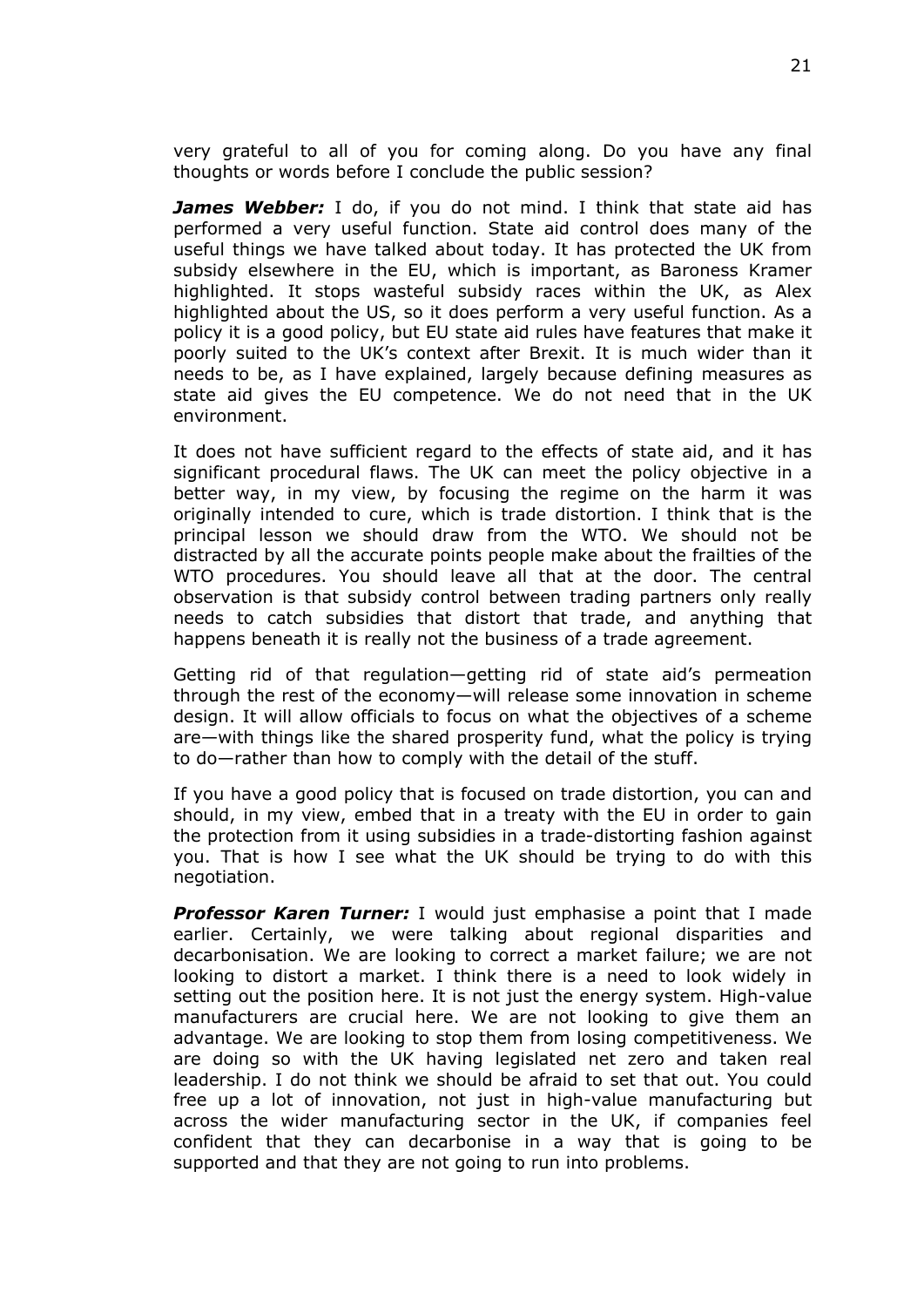very grateful to all of you for coming along. Do you have any final thoughts or words before I conclude the public session?

***James Webber:*** I do, if you do not mind. I think that state aid has performed a very useful function. State aid control does many of the useful things we have talked about today. It has protected the UK from subsidy elsewhere in the EU, which is important, as Baroness Kramer highlighted. It stops wasteful subsidy races within the UK, as Alex highlighted about the US, so it does perform a very useful function. As a policy it is a good policy, but EU state aid rules have features that make it poorly suited to the UK's context after Brexit. It is much wider than it needs to be, as I have explained, largely because defining measures as state aid gives the EU competence. We do not need that in the UK environment.

It does not have sufficient regard to the effects of state aid, and it has significant procedural flaws. The UK can meet the policy objective in a better way, in my view, by focusing the regime on the harm it was originally intended to cure, which is trade distortion. I think that is the principal lesson we should draw from the WTO. We should not be distracted by all the accurate points people make about the frailties of the WTO procedures. You should leave all that at the door. The central observation is that subsidy control between trading partners only really needs to catch subsidies that distort that trade, and anything that happens beneath it is really not the business of a trade agreement.

Getting rid of that regulation—getting rid of state aid's permeation through the rest of the economy—will release some innovation in scheme design. It will allow officials to focus on what the objectives of a scheme are—with things like the shared prosperity fund, what the policy is trying to do—rather than how to comply with the detail of the stuff.

If you have a good policy that is focused on trade distortion, you can and should, in my view, embed that in a treaty with the EU in order to gain the protection from it using subsidies in a trade-distorting fashion against you. That is how I see what the UK should be trying to do with this negotiation.

***Professor Karen Turner:*** I would just emphasise a point that I made earlier. Certainly, we were talking about regional disparities and decarbonisation. We are looking to correct a market failure; we are not looking to distort a market. I think there is a need to look widely in setting out the position here. It is not just the energy system. High-value manufacturers are crucial here. We are not looking to give them an advantage. We are looking to stop them from losing competitiveness. We are doing so with the UK having legislated net zero and taken real leadership. I do not think we should be afraid to set that out. You could free up a lot of innovation, not just in high-value manufacturing but across the wider manufacturing sector in the UK, if companies feel confident that they can decarbonise in a way that is going to be supported and that they are not going to run into problems.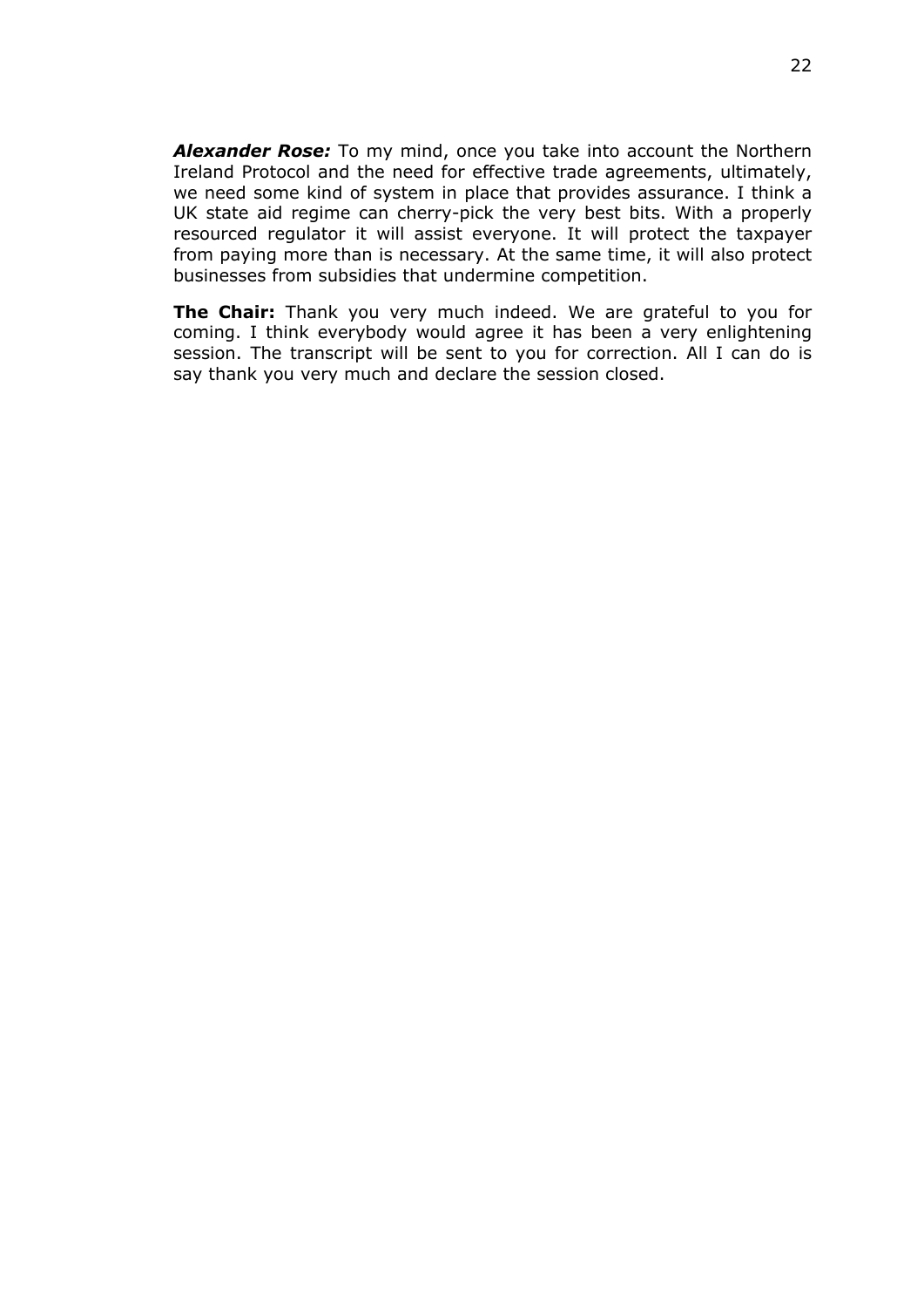***Alexander Rose:*** To my mind, once you take into account the Northern Ireland Protocol and the need for effective trade agreements, ultimately, we need some kind of system in place that provides assurance. I think a UK state aid regime can cherry-pick the very best bits. With a properly resourced regulator it will assist everyone. It will protect the taxpayer from paying more than is necessary. At the same time, it will also protect businesses from subsidies that undermine competition.

**The Chair:** Thank you very much indeed. We are grateful to you for coming. I think everybody would agree it has been a very enlightening session. The transcript will be sent to you for correction. All I can do is say thank you very much and declare the session closed.